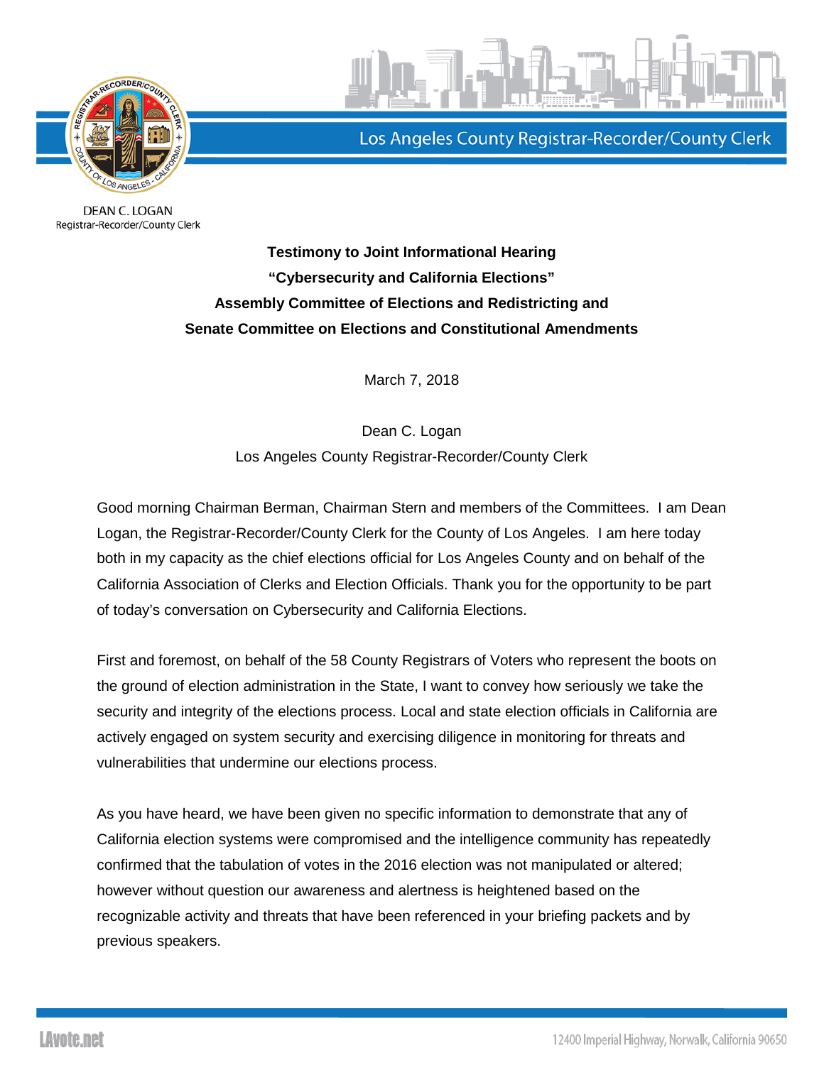Los Angeles County Registrar-Recorder/County Clerk

DEAN C. LOGAN
Registrar-Recorder/County Clerk

# Testimony to Joint Informational Hearing
## "Cybersecurity and California Elections"
## Assembly Committee of Elections and Redistricting and Senate Committee on Elections and Constitutional Amendments

March 7, 2018

Dean C. Logan
Los Angeles County Registrar-Recorder/County Clerk

Good morning Chairman Berman, Chairman Stern and members of the Committees. I am Dean Logan, the Registrar-Recorder/County Clerk for the County of Los Angeles. I am here today both in my capacity as the chief elections official for Los Angeles County and on behalf of the California Association of Clerks and Election Officials. Thank you for the opportunity to be part of today's conversation on Cybersecurity and California Elections.

First and foremost, on behalf of the 58 County Registrars of Voters who represent the boots on the ground of election administration in the State, I want to convey how seriously we take the security and integrity of the elections process. Local and state election officials in California are actively engaged on system security and exercising diligence in monitoring for threats and vulnerabilities that undermine our elections process.

As you have heard, we have been given no specific information to demonstrate that any of California election systems were compromised and the intelligence community has repeatedly confirmed that the tabulation of votes in the 2016 election was not manipulated or altered; however without question our awareness and alertness is heightened based on the recognizable activity and threats that have been referenced in your briefing packets and by previous speakers.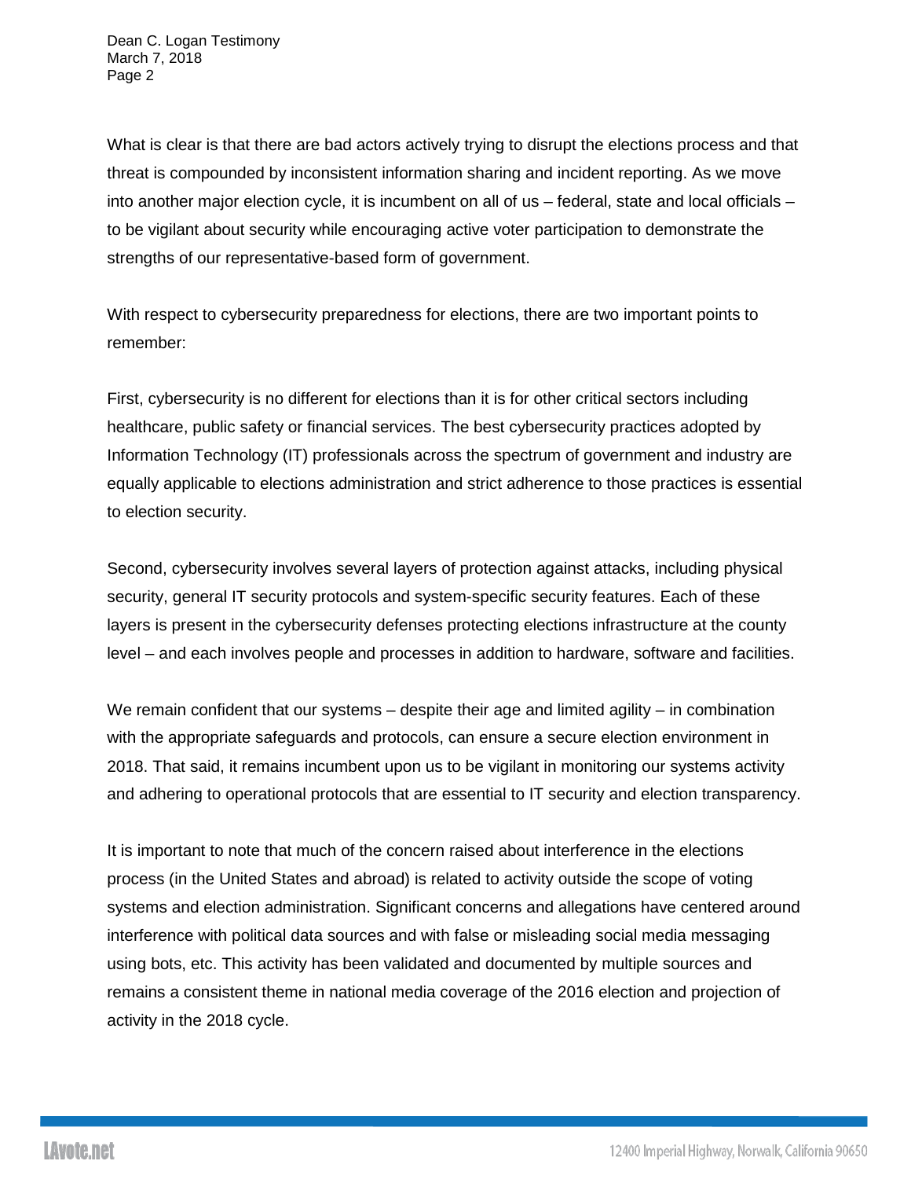What is clear is that there are bad actors actively trying to disrupt the elections process and that threat is compounded by inconsistent information sharing and incident reporting. As we move into another major election cycle, it is incumbent on all of us – federal, state and local officials – to be vigilant about security while encouraging active voter participation to demonstrate the strengths of our representative-based form of government.

With respect to cybersecurity preparedness for elections, there are two important points to remember:

First, cybersecurity is no different for elections than it is for other critical sectors including healthcare, public safety or financial services. The best cybersecurity practices adopted by Information Technology (IT) professionals across the spectrum of government and industry are equally applicable to elections administration and strict adherence to those practices is essential to election security.

Second, cybersecurity involves several layers of protection against attacks, including physical security, general IT security protocols and system-specific security features. Each of these layers is present in the cybersecurity defenses protecting elections infrastructure at the county level – and each involves people and processes in addition to hardware, software and facilities.

We remain confident that our systems – despite their age and limited agility – in combination with the appropriate safeguards and protocols, can ensure a secure election environment in 2018. That said, it remains incumbent upon us to be vigilant in monitoring our systems activity and adhering to operational protocols that are essential to IT security and election transparency.

It is important to note that much of the concern raised about interference in the elections process (in the United States and abroad) is related to activity outside the scope of voting systems and election administration. Significant concerns and allegations have centered around interference with political data sources and with false or misleading social media messaging using bots, etc. This activity has been validated and documented by multiple sources and remains a consistent theme in national media coverage of the 2016 election and projection of activity in the 2018 cycle.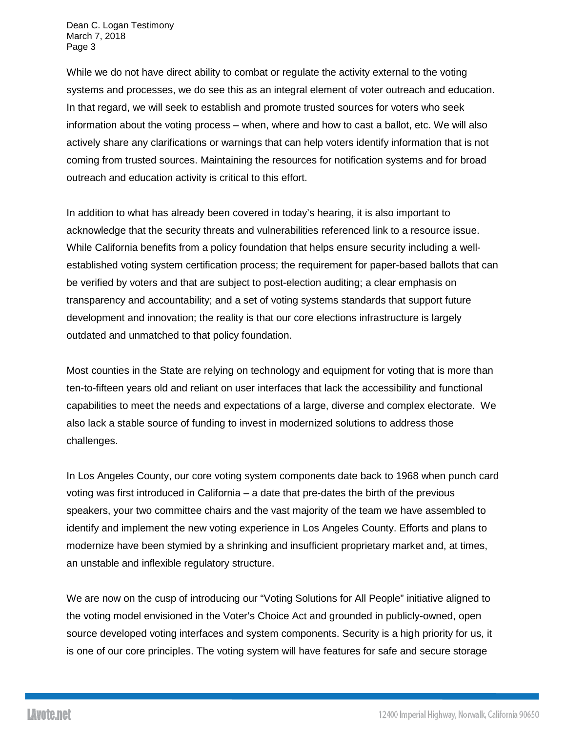While we do not have direct ability to combat or regulate the activity external to the voting systems and processes, we do see this as an integral element of voter outreach and education. In that regard, we will seek to establish and promote trusted sources for voters who seek information about the voting process – when, where and how to cast a ballot, etc. We will also actively share any clarifications or warnings that can help voters identify information that is not coming from trusted sources. Maintaining the resources for notification systems and for broad outreach and education activity is critical to this effort.

In addition to what has already been covered in today's hearing, it is also important to acknowledge that the security threats and vulnerabilities referenced link to a resource issue. While California benefits from a policy foundation that helps ensure security including a well-established voting system certification process; the requirement for paper-based ballots that can be verified by voters and that are subject to post-election auditing; a clear emphasis on transparency and accountability; and a set of voting systems standards that support future development and innovation; the reality is that our core elections infrastructure is largely outdated and unmatched to that policy foundation.

Most counties in the State are relying on technology and equipment for voting that is more than ten-to-fifteen years old and reliant on user interfaces that lack the accessibility and functional capabilities to meet the needs and expectations of a large, diverse and complex electorate. We also lack a stable source of funding to invest in modernized solutions to address those challenges.

In Los Angeles County, our core voting system components date back to 1968 when punch card voting was first introduced in California – a date that pre-dates the birth of the previous speakers, your two committee chairs and the vast majority of the team we have assembled to identify and implement the new voting experience in Los Angeles County. Efforts and plans to modernize have been stymied by a shrinking and insufficient proprietary market and, at times, an unstable and inflexible regulatory structure.

We are now on the cusp of introducing our "Voting Solutions for All People" initiative aligned to the voting model envisioned in the Voter's Choice Act and grounded in publicly-owned, open source developed voting interfaces and system components. Security is a high priority for us, it is one of our core principles. The voting system will have features for safe and secure storage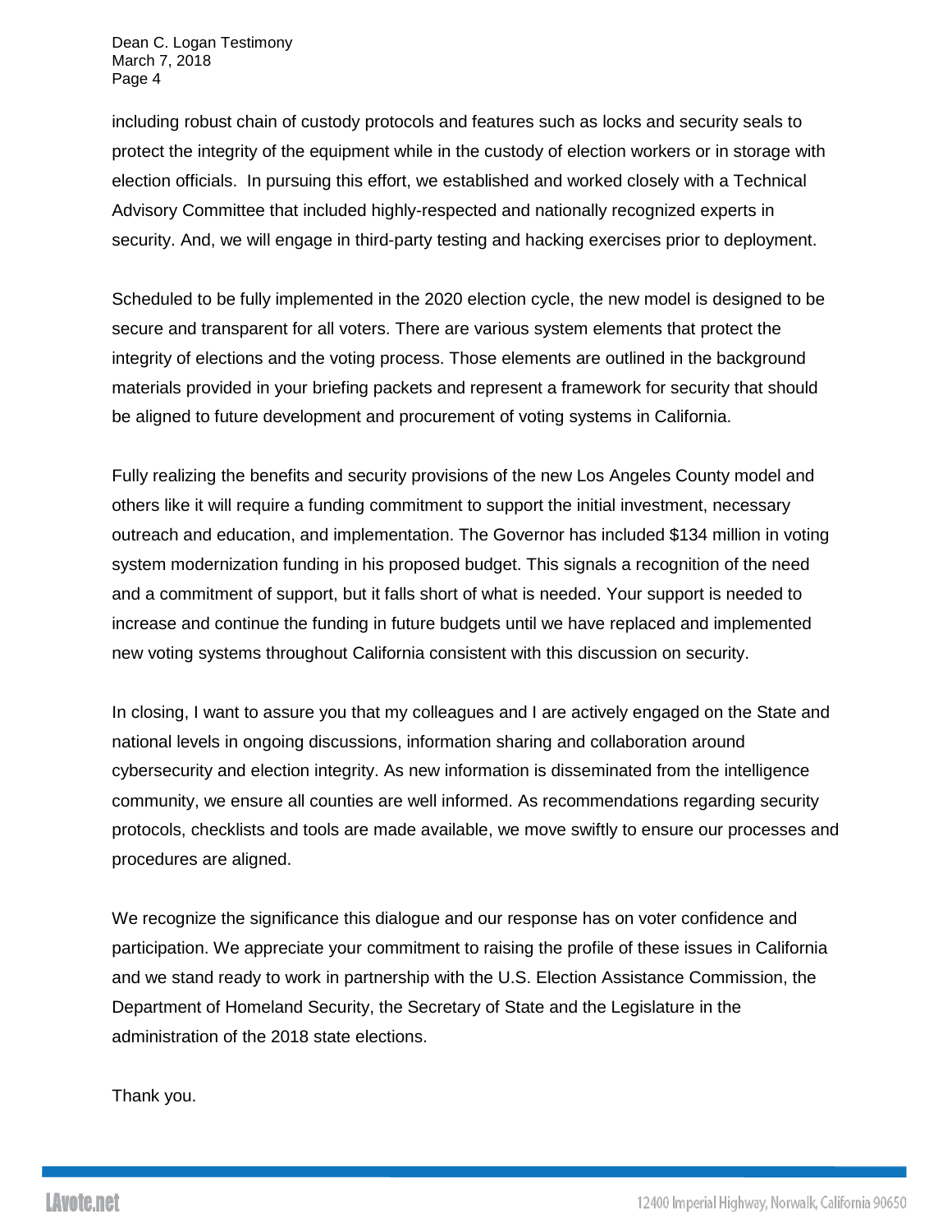including robust chain of custody protocols and features such as locks and security seals to protect the integrity of the equipment while in the custody of election workers or in storage with election officials. In pursuing this effort, we established and worked closely with a Technical Advisory Committee that included highly-respected and nationally recognized experts in security. And, we will engage in third-party testing and hacking exercises prior to deployment.

Scheduled to be fully implemented in the 2020 election cycle, the new model is designed to be secure and transparent for all voters. There are various system elements that protect the integrity of elections and the voting process. Those elements are outlined in the background materials provided in your briefing packets and represent a framework for security that should be aligned to future development and procurement of voting systems in California.

Fully realizing the benefits and security provisions of the new Los Angeles County model and others like it will require a funding commitment to support the initial investment, necessary outreach and education, and implementation. The Governor has included $134 million in voting system modernization funding in his proposed budget. This signals a recognition of the need and a commitment of support, but it falls short of what is needed. Your support is needed to increase and continue the funding in future budgets until we have replaced and implemented new voting systems throughout California consistent with this discussion on security.

In closing, I want to assure you that my colleagues and I are actively engaged on the State and national levels in ongoing discussions, information sharing and collaboration around cybersecurity and election integrity. As new information is disseminated from the intelligence community, we ensure all counties are well informed. As recommendations regarding security protocols, checklists and tools are made available, we move swiftly to ensure our processes and procedures are aligned.

We recognize the significance this dialogue and our response has on voter confidence and participation. We appreciate your commitment to raising the profile of these issues in California and we stand ready to work in partnership with the U.S. Election Assistance Commission, the Department of Homeland Security, the Secretary of State and the Legislature in the administration of the 2018 state elections.

Thank you.